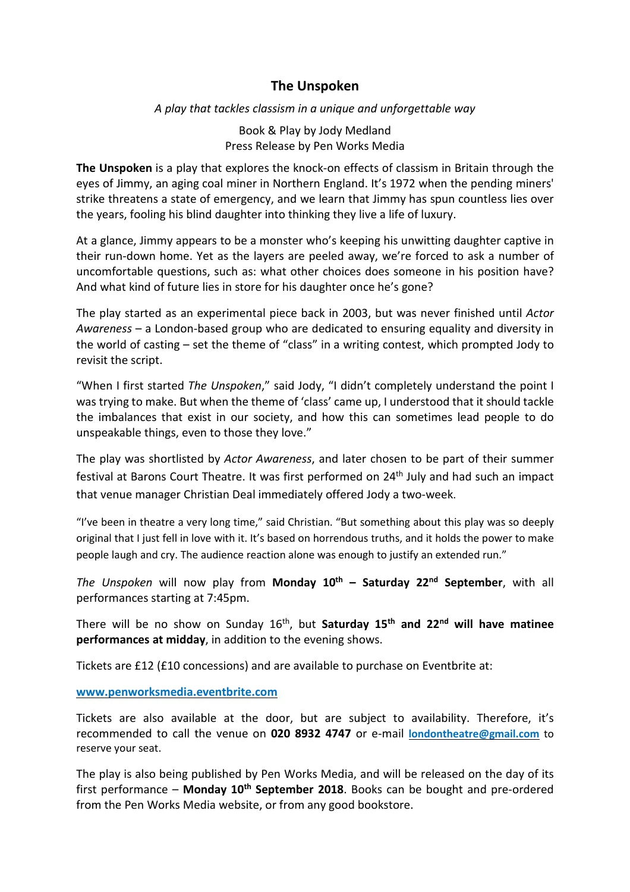# The Unspoken

*A play that tackles classism in a unique and unforgettable way*

Book & Play by Jody Medland
Press Release by Pen Works Media

**The Unspoken** is a play that explores the knock-on effects of classism in Britain through the eyes of Jimmy, an aging coal miner in Northern England. It's 1972 when the pending miners' strike threatens a state of emergency, and we learn that Jimmy has spun countless lies over the years, fooling his blind daughter into thinking they live a life of luxury.

At a glance, Jimmy appears to be a monster who's keeping his unwitting daughter captive in their run-down home. Yet as the layers are peeled away, we're forced to ask a number of uncomfortable questions, such as: what other choices does someone in his position have? And what kind of future lies in store for his daughter once he's gone?

The play started as an experimental piece back in 2003, but was never finished until *Actor Awareness* – a London-based group who are dedicated to ensuring equality and diversity in the world of casting – set the theme of "class" in a writing contest, which prompted Jody to revisit the script.

"When I first started *The Unspoken*," said Jody, "I didn't completely understand the point I was trying to make. But when the theme of 'class' came up, I understood that it should tackle the imbalances that exist in our society, and how this can sometimes lead people to do unspeakable things, even to those they love."

The play was shortlisted by *Actor Awareness*, and later chosen to be part of their summer festival at Barons Court Theatre. It was first performed on 24th July and had such an impact that venue manager Christian Deal immediately offered Jody a two-week.

"I've been in theatre a very long time," said Christian. "But something about this play was so deeply original that I just fell in love with it. It's based on horrendous truths, and it holds the power to make people laugh and cry. The audience reaction alone was enough to justify an extended run."

*The Unspoken* will now play from **Monday 10th – Saturday 22nd September**, with all performances starting at 7:45pm.

There will be no show on Sunday 16th, but **Saturday 15th and 22nd will have matinee performances at midday**, in addition to the evening shows.

Tickets are £12 (£10 concessions) and are available to purchase on Eventbrite at:

**www.penworksmedia.eventbrite.com**

Tickets are also available at the door, but are subject to availability. Therefore, it's recommended to call the venue on **020 8932 4747** or e-mail **londontheatre@gmail.com** to reserve your seat.

The play is also being published by Pen Works Media, and will be released on the day of its first performance – **Monday 10th September 2018**. Books can be bought and pre-ordered from the Pen Works Media website, or from any good bookstore.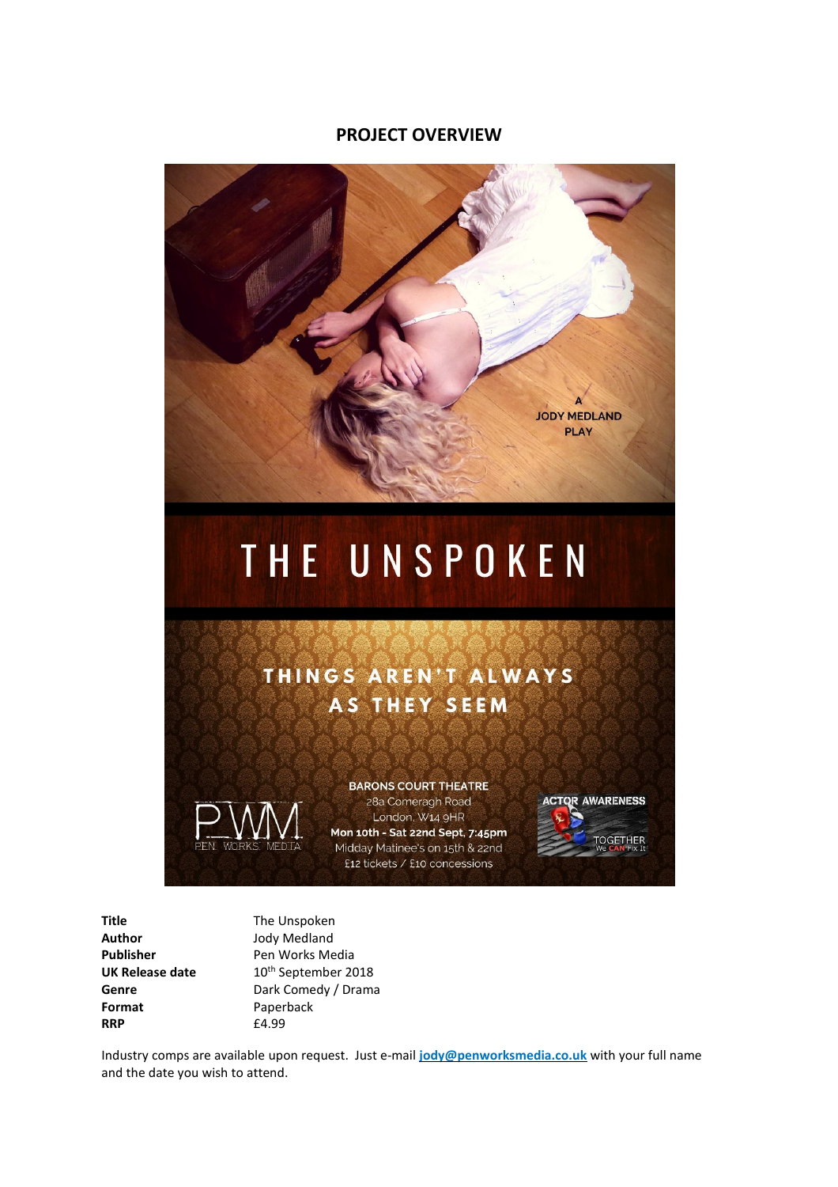# PROJECT OVERVIEW

A JODY MEDLAND PLAY

THE UNSPOKEN

THINGS AREN'T ALWAYS AS THEY SEEM

BARONS COURT THEATRE
28a Comeragh Road
London, W14 9HR
Mon 10th - Sat 22nd Sept, 7:45pm
Midday Matinee's on 15th & 22nd
£12 tickets / £10 concessions

PWM PEN WORKS MEDIA

ACTOR AWARENESS
TOGETHER We CAN Fix It

| | |
|---|---|
| **Title** | The Unspoken |
| **Author** | Jody Medland |
| **Publisher** | Pen Works Media |
| **UK Release date** | 10th September 2018 |
| **Genre** | Dark Comedy / Drama |
| **Format** | Paperback |
| **RRP** | £4.99 |

Industry comps are available upon request. Just e-mail **jody@penworksmedia.co.uk** with your full name and the date you wish to attend.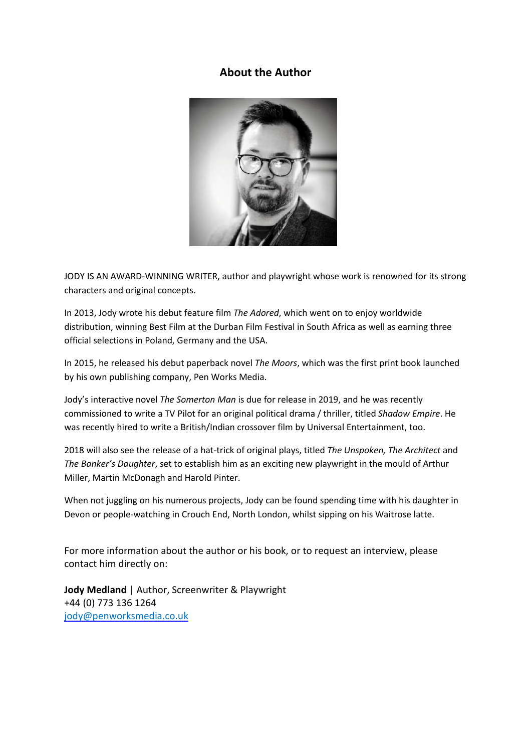## About the Author

JODY IS AN AWARD-WINNING WRITER, author and playwright whose work is renowned for its strong characters and original concepts.

In 2013, Jody wrote his debut feature film *The Adored*, which went on to enjoy worldwide distribution, winning Best Film at the Durban Film Festival in South Africa as well as earning three official selections in Poland, Germany and the USA.

In 2015, he released his debut paperback novel *The Moors*, which was the first print book launched by his own publishing company, Pen Works Media.

Jody's interactive novel *The Somerton Man* is due for release in 2019, and he was recently commissioned to write a TV Pilot for an original political drama / thriller, titled *Shadow Empire*. He was recently hired to write a British/Indian crossover film by Universal Entertainment, too.

2018 will also see the release of a hat-trick of original plays, titled *The Unspoken, The Architect* and *The Banker's Daughter*, set to establish him as an exciting new playwright in the mould of Arthur Miller, Martin McDonagh and Harold Pinter.

When not juggling on his numerous projects, Jody can be found spending time with his daughter in Devon or people-watching in Crouch End, North London, whilst sipping on his Waitrose latte.

For more information about the author or his book, or to request an interview, please contact him directly on:

**Jody Medland** | Author, Screenwriter & Playwright
+44 (0) 773 136 1264
jody@penworksmedia.co.uk